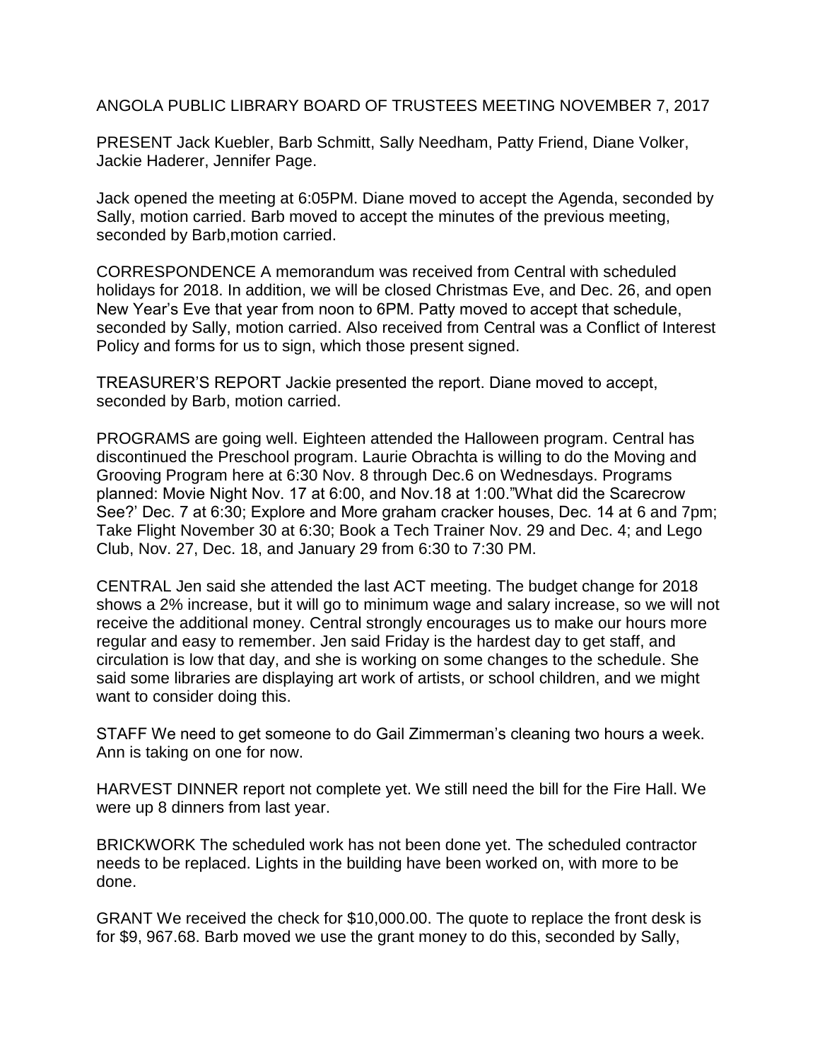# ANGOLA PUBLIC LIBRARY BOARD OF TRUSTEES MEETING NOVEMBER 7, 2017

PRESENT Jack Kuebler, Barb Schmitt, Sally Needham, Patty Friend, Diane Volker, Jackie Haderer, Jennifer Page.

Jack opened the meeting at 6:05PM. Diane moved to accept the Agenda, seconded by Sally, motion carried. Barb moved to accept the minutes of the previous meeting, seconded by Barb,motion carried.

CORRESPONDENCE A memorandum was received from Central with scheduled holidays for 2018. In addition, we will be closed Christmas Eve, and Dec. 26, and open New Year's Eve that year from noon to 6PM. Patty moved to accept that schedule, seconded by Sally, motion carried. Also received from Central was a Conflict of Interest Policy and forms for us to sign, which those present signed.

TREASURER'S REPORT Jackie presented the report. Diane moved to accept, seconded by Barb, motion carried.

PROGRAMS are going well. Eighteen attended the Halloween program. Central has discontinued the Preschool program. Laurie Obrachta is willing to do the Moving and Grooving Program here at 6:30 Nov. 8 through Dec.6 on Wednesdays. Programs planned: Movie Night Nov. 17 at 6:00, and Nov.18 at 1:00."What did the Scarecrow See?' Dec. 7 at 6:30; Explore and More graham cracker houses, Dec. 14 at 6 and 7pm; Take Flight November 30 at 6:30; Book a Tech Trainer Nov. 29 and Dec. 4; and Lego Club, Nov. 27, Dec. 18, and January 29 from 6:30 to 7:30 PM.

CENTRAL Jen said she attended the last ACT meeting. The budget change for 2018 shows a 2% increase, but it will go to minimum wage and salary increase, so we will not receive the additional money. Central strongly encourages us to make our hours more regular and easy to remember. Jen said Friday is the hardest day to get staff, and circulation is low that day, and she is working on some changes to the schedule. She said some libraries are displaying art work of artists, or school children, and we might want to consider doing this.

STAFF We need to get someone to do Gail Zimmerman's cleaning two hours a week. Ann is taking on one for now.

HARVEST DINNER report not complete yet. We still need the bill for the Fire Hall. We were up 8 dinners from last year.

BRICKWORK The scheduled work has not been done yet. The scheduled contractor needs to be replaced. Lights in the building have been worked on, with more to be done.

GRANT We received the check for $10,000.00. The quote to replace the front desk is for $9, 967.68. Barb moved we use the grant money to do this, seconded by Sally,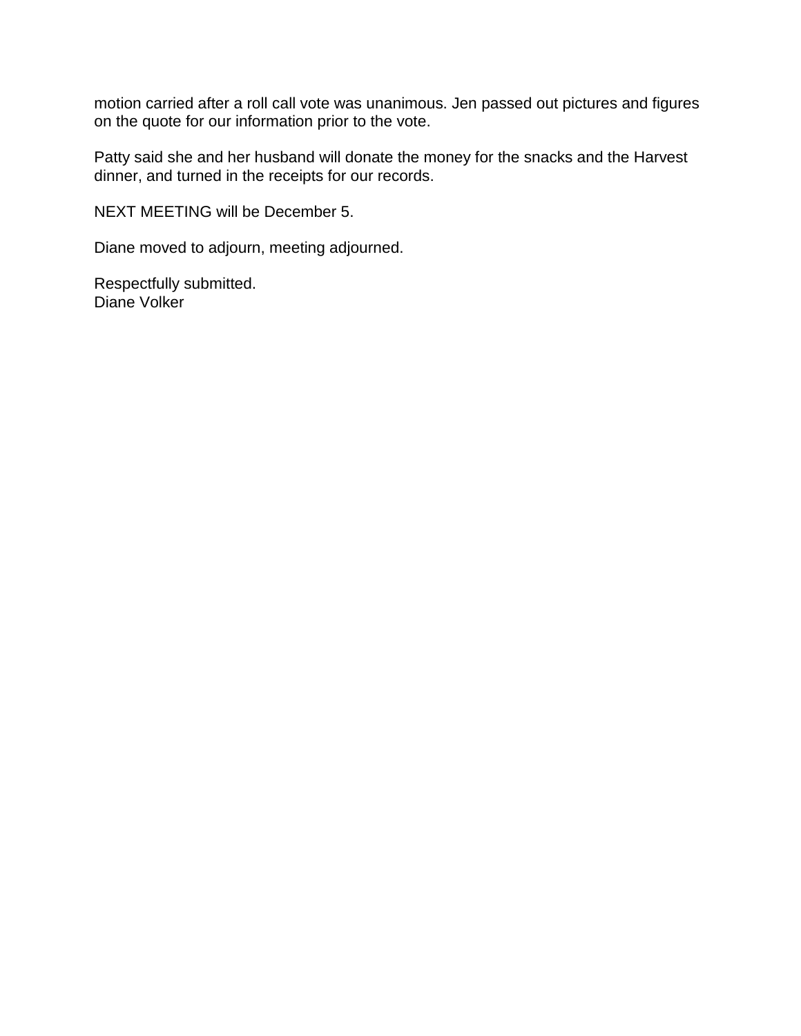motion carried after a roll call vote was unanimous. Jen passed out pictures and figures on the quote for our information prior to the vote.

Patty said she and her husband will donate the money for the snacks and the Harvest dinner, and turned in the receipts for our records.

NEXT MEETING will be December 5.

Diane moved to adjourn, meeting adjourned.

Respectfully submitted.
Diane Volker